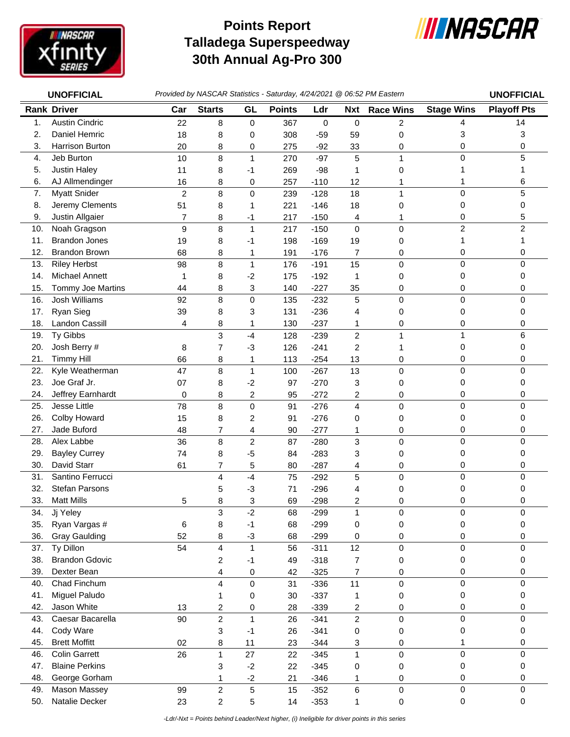# Points Report
# Talladega Superspeedway
# 30th Annual Ag-Pro 300

**UNOFFICIAL** *Provided by NASCAR Statistics - Saturday, 4/24/2021 @ 06:52 PM Eastern* **UNOFFICIAL**

| Rank | Driver | Car | Starts | GL | Points | Ldr | Nxt | Race Wins | Stage Wins | Playoff Pts |
|---|---|---|---|---|---|---|---|---|---|---|
| 1. | Austin Cindric | 22 | 8 | 0 | 367 | 0 | 0 | 2 | 4 | 14 |
| 2. | Daniel Hemric | 18 | 8 | 0 | 308 | -59 | 59 | 0 | 3 | 3 |
| 3. | Harrison Burton | 20 | 8 | 0 | 275 | -92 | 33 | 0 | 0 | 0 |
| 4. | Jeb Burton | 10 | 8 | 1 | 270 | -97 | 5 | 1 | 0 | 5 |
| 5. | Justin Haley | 11 | 8 | -1 | 269 | -98 | 1 | 0 | 1 | 1 |
| 6. | AJ Allmendinger | 16 | 8 | 0 | 257 | -110 | 12 | 1 | 1 | 6 |
| 7. | Myatt Snider | 2 | 8 | 0 | 239 | -128 | 18 | 1 | 0 | 5 |
| 8. | Jeremy Clements | 51 | 8 | 1 | 221 | -146 | 18 | 0 | 0 | 0 |
| 9. | Justin Allgaier | 7 | 8 | -1 | 217 | -150 | 4 | 1 | 0 | 5 |
| 10. | Noah Gragson | 9 | 8 | 1 | 217 | -150 | 0 | 0 | 2 | 2 |
| 11. | Brandon Jones | 19 | 8 | -1 | 198 | -169 | 19 | 0 | 1 | 1 |
| 12. | Brandon Brown | 68 | 8 | 1 | 191 | -176 | 7 | 0 | 0 | 0 |
| 13. | Riley Herbst | 98 | 8 | 1 | 176 | -191 | 15 | 0 | 0 | 0 |
| 14. | Michael Annett | 1 | 8 | -2 | 175 | -192 | 1 | 0 | 0 | 0 |
| 15. | Tommy Joe Martins | 44 | 8 | 3 | 140 | -227 | 35 | 0 | 0 | 0 |
| 16. | Josh Williams | 92 | 8 | 0 | 135 | -232 | 5 | 0 | 0 | 0 |
| 17. | Ryan Sieg | 39 | 8 | 3 | 131 | -236 | 4 | 0 | 0 | 0 |
| 18. | Landon Cassill | 4 | 8 | 1 | 130 | -237 | 1 | 0 | 0 | 0 |
| 19. | Ty Gibbs | | 3 | -4 | 128 | -239 | 2 | 1 | 1 | 6 |
| 20. | Josh Berry # | 8 | 7 | -3 | 126 | -241 | 2 | 1 | 0 | 0 |
| 21. | Timmy Hill | 66 | 8 | 1 | 113 | -254 | 13 | 0 | 0 | 0 |
| 22. | Kyle Weatherman | 47 | 8 | 1 | 100 | -267 | 13 | 0 | 0 | 0 |
| 23. | Joe Graf Jr. | 07 | 8 | -2 | 97 | -270 | 3 | 0 | 0 | 0 |
| 24. | Jeffrey Earnhardt | 0 | 8 | 2 | 95 | -272 | 2 | 0 | 0 | 0 |
| 25. | Jesse Little | 78 | 8 | 0 | 91 | -276 | 4 | 0 | 0 | 0 |
| 26. | Colby Howard | 15 | 8 | 2 | 91 | -276 | 0 | 0 | 0 | 0 |
| 27. | Jade Buford | 48 | 7 | 4 | 90 | -277 | 1 | 0 | 0 | 0 |
| 28. | Alex Labbe | 36 | 8 | 2 | 87 | -280 | 3 | 0 | 0 | 0 |
| 29. | Bayley Currey | 74 | 8 | -5 | 84 | -283 | 3 | 0 | 0 | 0 |
| 30. | David Starr | 61 | 7 | 5 | 80 | -287 | 4 | 0 | 0 | 0 |
| 31. | Santino Ferrucci | | 4 | -4 | 75 | -292 | 5 | 0 | 0 | 0 |
| 32. | Stefan Parsons | | 5 | -3 | 71 | -296 | 4 | 0 | 0 | 0 |
| 33. | Matt Mills | 5 | 8 | 3 | 69 | -298 | 2 | 0 | 0 | 0 |
| 34. | Jj Yeley | | 3 | -2 | 68 | -299 | 1 | 0 | 0 | 0 |
| 35. | Ryan Vargas # | 6 | 8 | -1 | 68 | -299 | 0 | 0 | 0 | 0 |
| 36. | Gray Gaulding | 52 | 8 | -3 | 68 | -299 | 0 | 0 | 0 | 0 |
| 37. | Ty Dillon | 54 | 4 | 1 | 56 | -311 | 12 | 0 | 0 | 0 |
| 38. | Brandon Gdovic | | 2 | -1 | 49 | -318 | 7 | 0 | 0 | 0 |
| 39. | Dexter Bean | | 4 | 0 | 42 | -325 | 7 | 0 | 0 | 0 |
| 40. | Chad Finchum | | 4 | 0 | 31 | -336 | 11 | 0 | 0 | 0 |
| 41. | Miguel Paludo | | 1 | 0 | 30 | -337 | 1 | 0 | 0 | 0 |
| 42. | Jason White | 13 | 2 | 0 | 28 | -339 | 2 | 0 | 0 | 0 |
| 43. | Caesar Bacarella | 90 | 2 | 1 | 26 | -341 | 2 | 0 | 0 | 0 |
| 44. | Cody Ware | | 3 | -1 | 26 | -341 | 0 | 0 | 0 | 0 |
| 45. | Brett Moffitt | 02 | 8 | 11 | 23 | -344 | 3 | 0 | 1 | 0 |
| 46. | Colin Garrett | 26 | 1 | 27 | 22 | -345 | 1 | 0 | 0 | 0 |
| 47. | Blaine Perkins | | 3 | -2 | 22 | -345 | 0 | 0 | 0 | 0 |
| 48. | George Gorham | | 1 | -2 | 21 | -346 | 1 | 0 | 0 | 0 |
| 49. | Mason Massey | 99 | 2 | 5 | 15 | -352 | 6 | 0 | 0 | 0 |
| 50. | Natalie Decker | 23 | 2 | 5 | 14 | -353 | 1 | 0 | 0 | 0 |

*-Ldr/-Nxt = Points behind Leader/Next higher, (i) Ineligible for driver points in this series*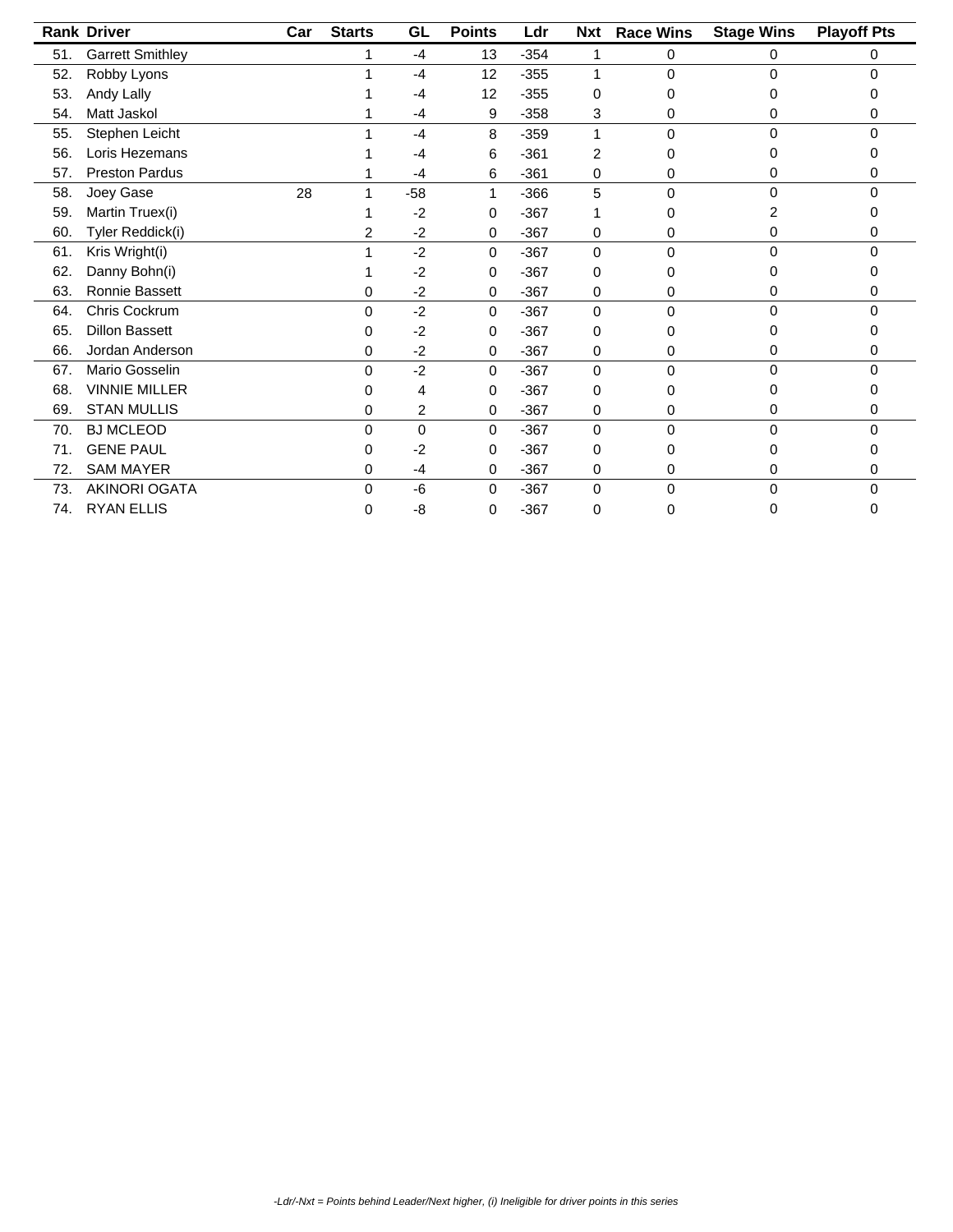| Rank | Driver | Car | Starts | GL | Points | Ldr | Nxt | Race Wins | Stage Wins | Playoff Pts |
|---|---|---|---|---|---|---|---|---|---|---|
| 51. | Garrett Smithley | | 1 | -4 | 13 | -354 | 1 | 0 | 0 | 0 |
| 52. | Robby Lyons | | 1 | -4 | 12 | -355 | 1 | 0 | 0 | 0 |
| 53. | Andy Lally | | 1 | -4 | 12 | -355 | 0 | 0 | 0 | 0 |
| 54. | Matt Jaskol | | 1 | -4 | 9 | -358 | 3 | 0 | 0 | 0 |
| 55. | Stephen Leicht | | 1 | -4 | 8 | -359 | 1 | 0 | 0 | 0 |
| 56. | Loris Hezemans | | 1 | -4 | 6 | -361 | 2 | 0 | 0 | 0 |
| 57. | Preston Pardus | | 1 | -4 | 6 | -361 | 0 | 0 | 0 | 0 |
| 58. | Joey Gase | 28 | 1 | -58 | 1 | -366 | 5 | 0 | 0 | 0 |
| 59. | Martin Truex(i) | | 1 | -2 | 0 | -367 | 1 | 0 | 2 | 0 |
| 60. | Tyler Reddick(i) | | 2 | -2 | 0 | -367 | 0 | 0 | 0 | 0 |
| 61. | Kris Wright(i) | | 1 | -2 | 0 | -367 | 0 | 0 | 0 | 0 |
| 62. | Danny Bohn(i) | | 1 | -2 | 0 | -367 | 0 | 0 | 0 | 0 |
| 63. | Ronnie Bassett | | 0 | -2 | 0 | -367 | 0 | 0 | 0 | 0 |
| 64. | Chris Cockrum | | 0 | -2 | 0 | -367 | 0 | 0 | 0 | 0 |
| 65. | Dillon Bassett | | 0 | -2 | 0 | -367 | 0 | 0 | 0 | 0 |
| 66. | Jordan Anderson | | 0 | -2 | 0 | -367 | 0 | 0 | 0 | 0 |
| 67. | Mario Gosselin | | 0 | -2 | 0 | -367 | 0 | 0 | 0 | 0 |
| 68. | VINNIE MILLER | | 0 | 4 | 0 | -367 | 0 | 0 | 0 | 0 |
| 69. | STAN MULLIS | | 0 | 2 | 0 | -367 | 0 | 0 | 0 | 0 |
| 70. | BJ MCLEOD | | 0 | 0 | 0 | -367 | 0 | 0 | 0 | 0 |
| 71. | GENE PAUL | | 0 | -2 | 0 | -367 | 0 | 0 | 0 | 0 |
| 72. | SAM MAYER | | 0 | -4 | 0 | -367 | 0 | 0 | 0 | 0 |
| 73. | AKINORI OGATA | | 0 | -6 | 0 | -367 | 0 | 0 | 0 | 0 |
| 74. | RYAN ELLIS | | 0 | -8 | 0 | -367 | 0 | 0 | 0 | 0 |

*-Ldr/-Nxt = Points behind Leader/Next higher, (i) Ineligible for driver points in this series*